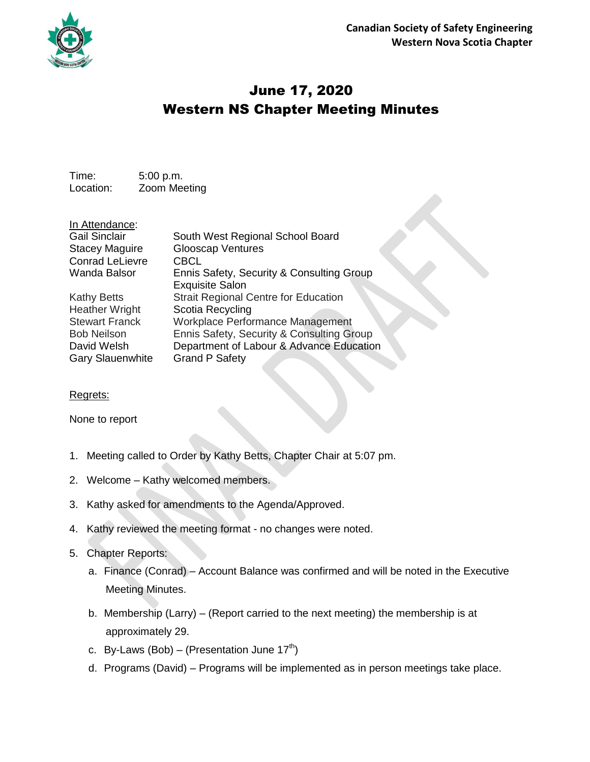**Canadian Society of Safety Engineering**
**Western Nova Scotia Chapter**

# June 17, 2020
# Western NS Chapter Meeting Minutes

Time: 5:00 p.m.
Location: Zoom Meeting

In Attendance:

| | |
|---|---|
| Gail Sinclair | South West Regional School Board |
| Stacey Maguire | Glooscap Ventures |
| Conrad LeLievre | CBCL |
| Wanda Balsor | Ennis Safety, Security & Consulting Group<br>Exquisite Salon |
| Kathy Betts | Strait Regional Centre for Education |
| Heather Wright | Scotia Recycling |
| Stewart Franck | Workplace Performance Management |
| Bob Neilson | Ennis Safety, Security & Consulting Group |
| David Welsh | Department of Labour & Advance Education |
| Gary Slauenwhite | Grand P Safety |

Regrets:

None to report

1. Meeting called to Order by Kathy Betts, Chapter Chair at 5:07 pm.
2. Welcome – Kathy welcomed members.
3. Kathy asked for amendments to the Agenda/Approved.
4. Kathy reviewed the meeting format - no changes were noted.
5. Chapter Reports:
   a. Finance (Conrad) – Account Balance was confirmed and will be noted in the Executive Meeting Minutes.
   b. Membership (Larry) – (Report carried to the next meeting) the membership is at approximately 29.
   c. By-Laws (Bob) – (Presentation June 17th)
   d. Programs (David) – Programs will be implemented as in person meetings take place.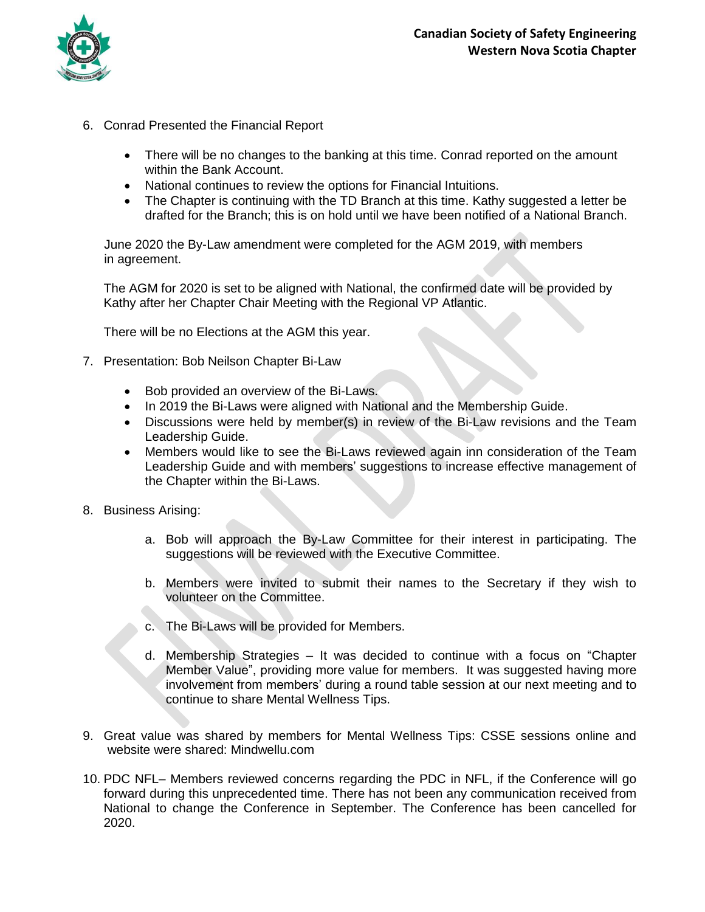6. Conrad Presented the Financial Report

   - There will be no changes to the banking at this time. Conrad reported on the amount within the Bank Account.
   - National continues to review the options for Financial Intuitions.
   - The Chapter is continuing with the TD Branch at this time. Kathy suggested a letter be drafted for the Branch; this is on hold until we have been notified of a National Branch.

   June 2020 the By-Law amendment were completed for the AGM 2019, with members in agreement.

   The AGM for 2020 is set to be aligned with National, the confirmed date will be provided by Kathy after her Chapter Chair Meeting with the Regional VP Atlantic.

   There will be no Elections at the AGM this year.

7. Presentation: Bob Neilson Chapter Bi-Law

   - Bob provided an overview of the Bi-Laws.
   - In 2019 the Bi-Laws were aligned with National and the Membership Guide.
   - Discussions were held by member(s) in review of the Bi-Law revisions and the Team Leadership Guide.
   - Members would like to see the Bi-Laws reviewed again inn consideration of the Team Leadership Guide and with members' suggestions to increase effective management of the Chapter within the Bi-Laws.

8. Business Arising:

   a. Bob will approach the By-Law Committee for their interest in participating. The suggestions will be reviewed with the Executive Committee.

   b. Members were invited to submit their names to the Secretary if they wish to volunteer on the Committee.

   c. The Bi-Laws will be provided for Members.

   d. Membership Strategies – It was decided to continue with a focus on "Chapter Member Value", providing more value for members. It was suggested having more involvement from members' during a round table session at our next meeting and to continue to share Mental Wellness Tips.

9. Great value was shared by members for Mental Wellness Tips: CSSE sessions online and website were shared: Mindwellu.com

10. PDC NFL– Members reviewed concerns regarding the PDC in NFL, if the Conference will go forward during this unprecedented time. There has not been any communication received from National to change the Conference in September. The Conference has been cancelled for 2020.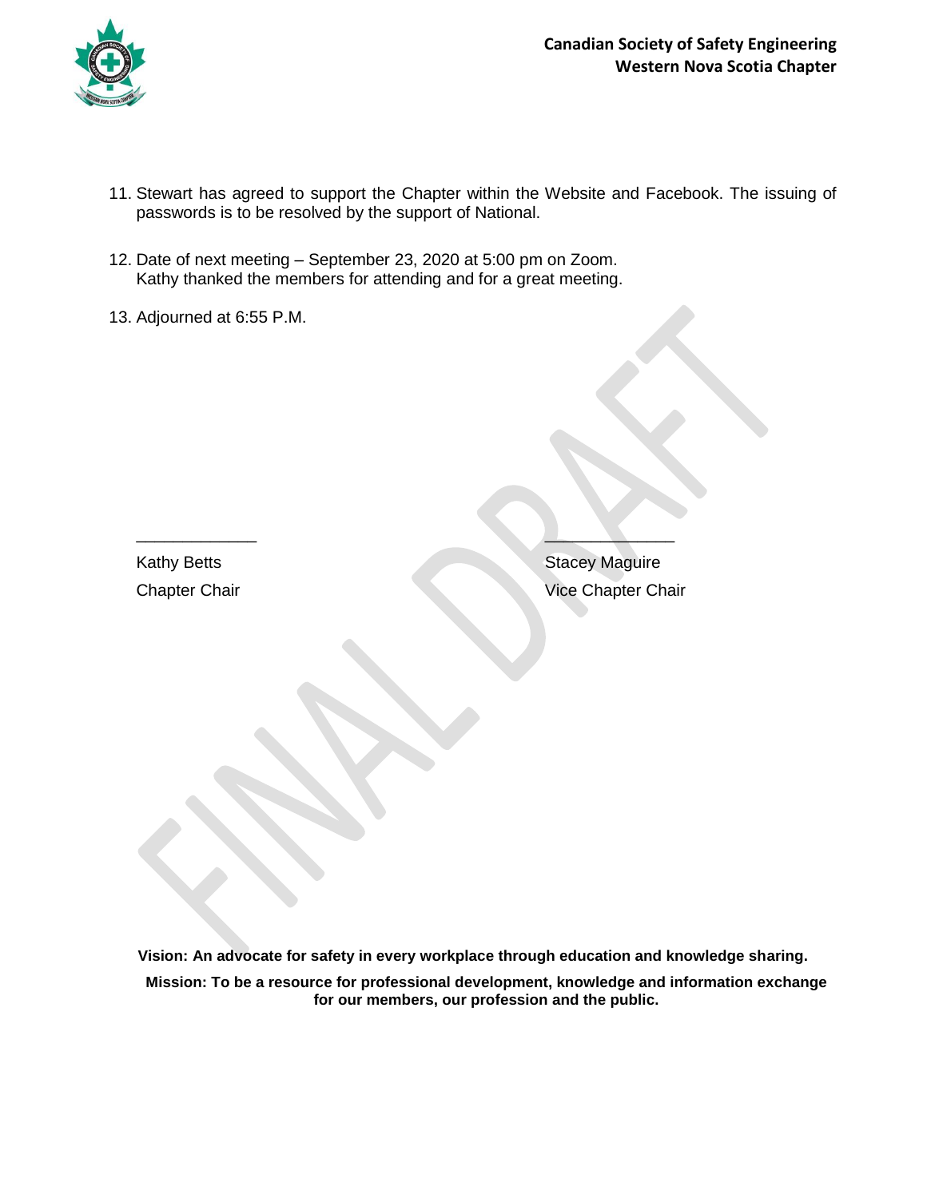11. Stewart has agreed to support the Chapter within the Website and Facebook. The issuing of passwords is to be resolved by the support of National.

12. Date of next meeting – September 23, 2020 at 5:00 pm on Zoom.
    Kathy thanked the members for attending and for a great meeting.

13. Adjourned at 6:55 P.M.

FINAL DRAFT

| | |
|---|---|
| ____________ | ____________ |
| Kathy Betts | Stacey Maguire |
| Chapter Chair | Vice Chapter Chair |

**Vision: An advocate for safety in every workplace through education and knowledge sharing.**

**Mission: To be a resource for professional development, knowledge and information exchange for our members, our profession and the public.**